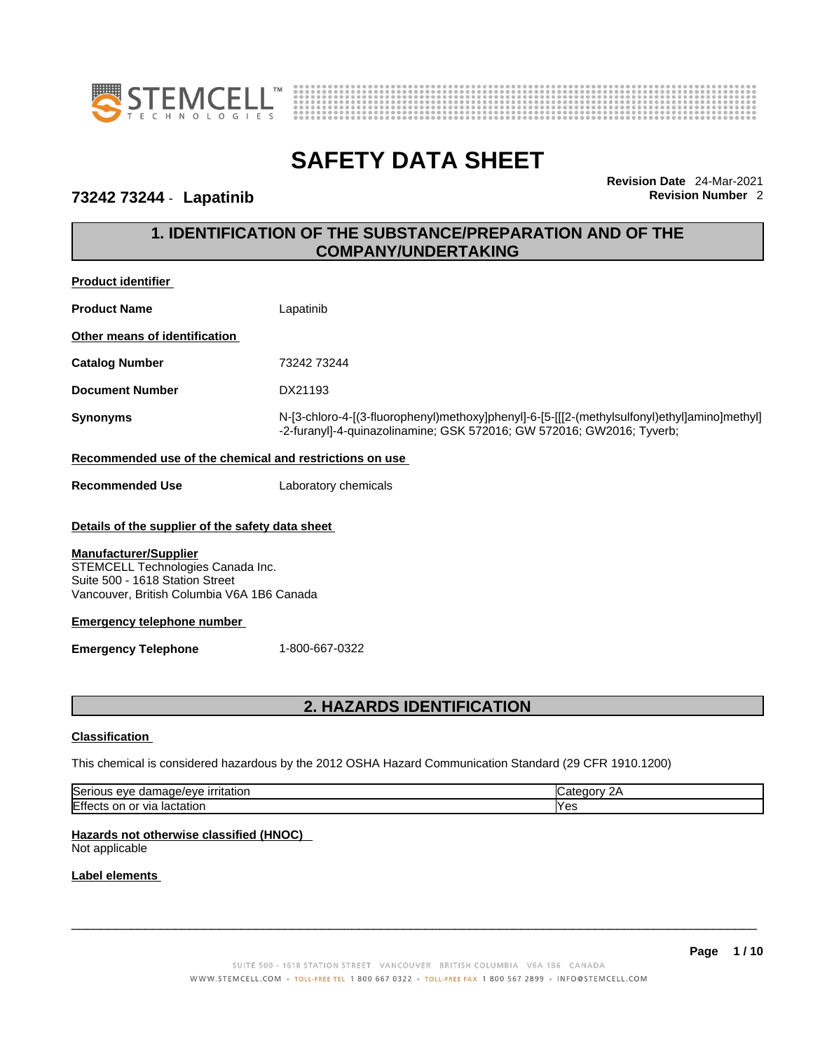# SAFETY DATA SHEET

**73242 73244 - Lapatinib**

**Revision Date** 24-Mar-2021
**Revision Number** 2

## 1. IDENTIFICATION OF THE SUBSTANCE/PREPARATION AND OF THE COMPANY/UNDERTAKING

**Product identifier**

**Product Name** Lapatinib

**Other means of identification**

**Catalog Number** 73242 73244

**Document Number** DX21193

**Synonyms** N-[3-chloro-4-[(3-fluorophenyl)methoxy]phenyl]-6-[5-[[[2-(methylsulfonyl)ethyl]amino]methyl]-2-furanyl]-4-quinazolinamine; GSK 572016; GW 572016; GW2016; Tyverb;

**Recommended use of the chemical and restrictions on use**

**Recommended Use** Laboratory chemicals

**Details of the supplier of the safety data sheet**

**Manufacturer/Supplier**
STEMCELL Technologies Canada Inc.
Suite 500 - 1618 Station Street
Vancouver, British Columbia V6A 1B6 Canada

**Emergency telephone number**

**Emergency Telephone** 1-800-667-0322

## 2. HAZARDS IDENTIFICATION

**Classification**

This chemical is considered hazardous by the 2012 OSHA Hazard Communication Standard (29 CFR 1910.1200)

| | |
|---|---|
| Serious eye damage/eye irritation | Category 2A |
| Effects on or via lactation | Yes |

**Hazards not otherwise classified (HNOC)**
Not applicable

**Label elements**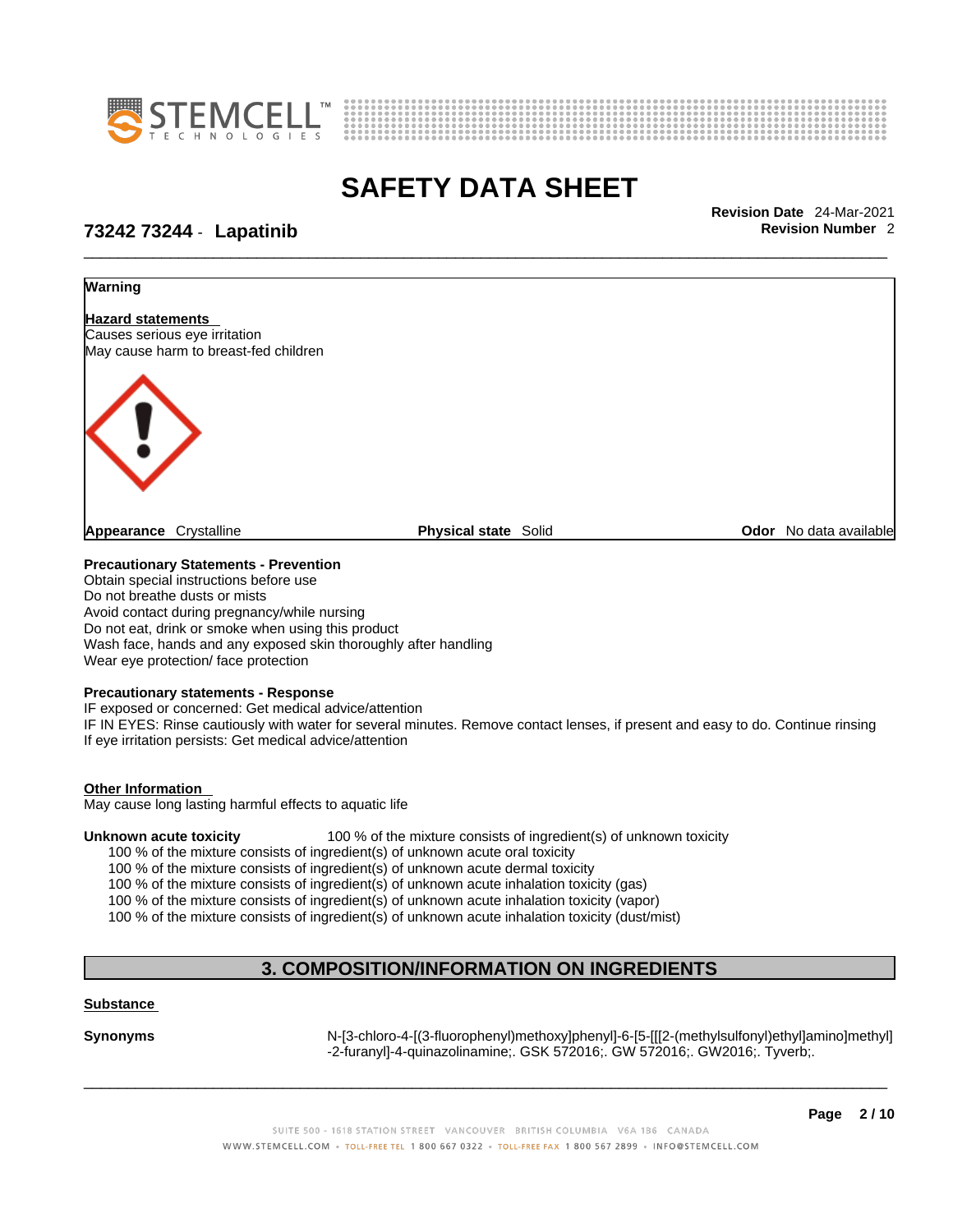**Warning**

**Hazard statements**
Causes serious eye irritation
May cause harm to breast-fed children

**Appearance** Crystalline **Physical state** Solid **Odor** No data available

**Precautionary Statements - Prevention**
Obtain special instructions before use
Do not breathe dusts or mists
Avoid contact during pregnancy/while nursing
Do not eat, drink or smoke when using this product
Wash face, hands and any exposed skin thoroughly after handling
Wear eye protection/ face protection

**Precautionary statements - Response**
IF exposed or concerned: Get medical advice/attention
IF IN EYES: Rinse cautiously with water for several minutes. Remove contact lenses, if present and easy to do. Continue rinsing
If eye irritation persists: Get medical advice/attention

**Other Information**
May cause long lasting harmful effects to aquatic life

**Unknown acute toxicity** 100 % of the mixture consists of ingredient(s) of unknown toxicity
100 % of the mixture consists of ingredient(s) of unknown acute oral toxicity
100 % of the mixture consists of ingredient(s) of unknown acute dermal toxicity
100 % of the mixture consists of ingredient(s) of unknown acute inhalation toxicity (gas)
100 % of the mixture consists of ingredient(s) of unknown acute inhalation toxicity (vapor)
100 % of the mixture consists of ingredient(s) of unknown acute inhalation toxicity (dust/mist)

## 3. COMPOSITION/INFORMATION ON INGREDIENTS

**Substance**

**Synonyms** N-[3-chloro-4-[(3-fluorophenyl)methoxy]phenyl]-6-[5-[[[2-(methylsulfonyl)ethyl]amino]methyl]-2-furanyl]-4-quinazolinamine;. GSK 572016;. GW 572016;. GW2016;. Tyverb;.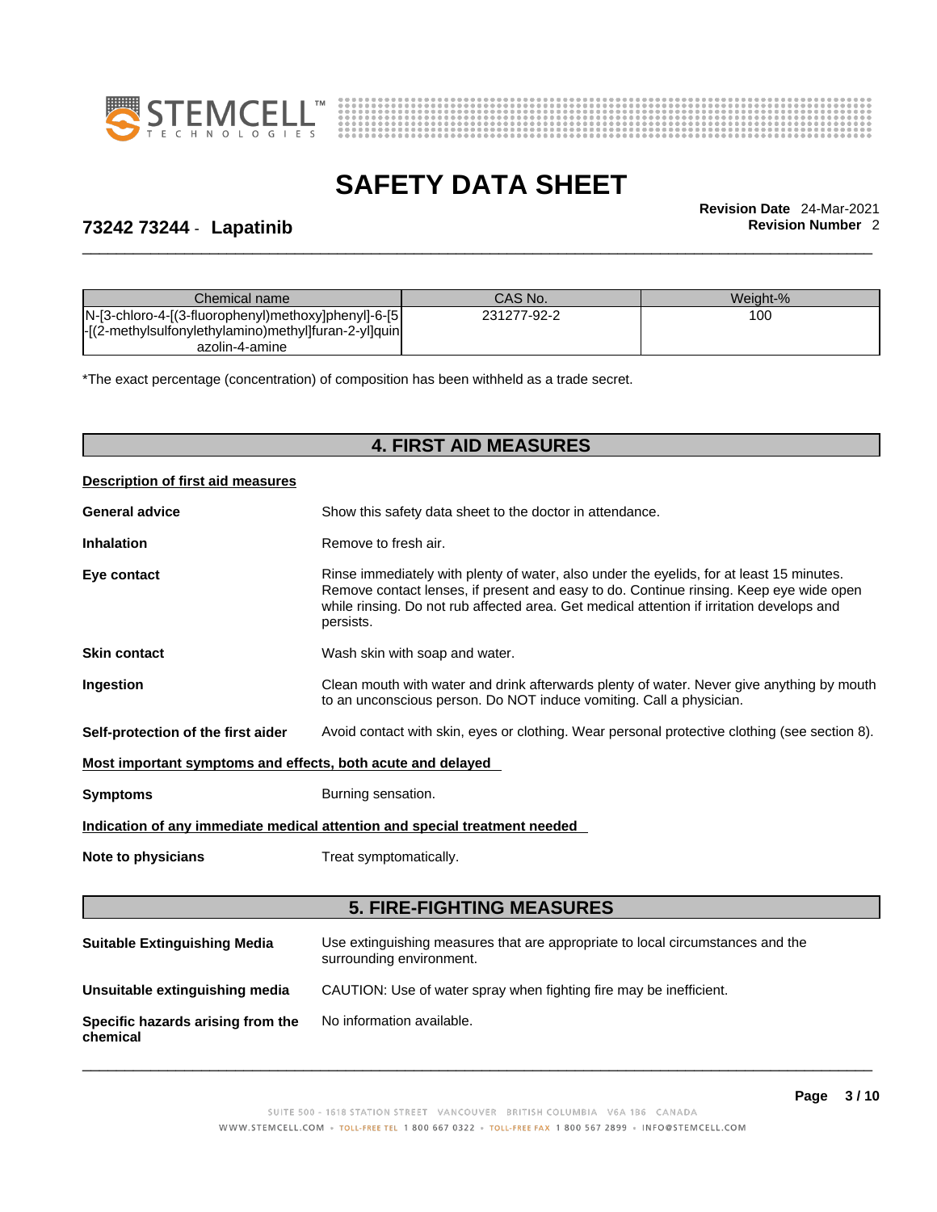| Chemical name | CAS No. | Weight-% |
| --- | --- | --- |
| N-[3-chloro-4-[(3-fluorophenyl)methoxy]phenyl]-6-[5-[(2-methylsulfonylethylamino)methyl]furan-2-yl]quinazolin-4-amine | 231277-92-2 | 100 |

*The exact percentage (concentration) of composition has been withheld as a trade secret.

## 4. FIRST AID MEASURES

**Description of first aid measures**

**General advice** Show this safety data sheet to the doctor in attendance.

**Inhalation** Remove to fresh air.

**Eye contact** Rinse immediately with plenty of water, also under the eyelids, for at least 15 minutes. Remove contact lenses, if present and easy to do. Continue rinsing. Keep eye wide open while rinsing. Do not rub affected area. Get medical attention if irritation develops and persists.

**Skin contact** Wash skin with soap and water.

**Ingestion** Clean mouth with water and drink afterwards plenty of water. Never give anything by mouth to an unconscious person. Do NOT induce vomiting. Call a physician.

**Self-protection of the first aider** Avoid contact with skin, eyes or clothing. Wear personal protective clothing (see section 8).

**Most important symptoms and effects, both acute and delayed**

**Symptoms** Burning sensation.

**Indication of any immediate medical attention and special treatment needed**

**Note to physicians** Treat symptomatically.

## 5. FIRE-FIGHTING MEASURES

**Suitable Extinguishing Media** Use extinguishing measures that are appropriate to local circumstances and the surrounding environment.

**Unsuitable extinguishing media** CAUTION: Use of water spray when fighting fire may be inefficient.

**Specific hazards arising from the chemical** No information available.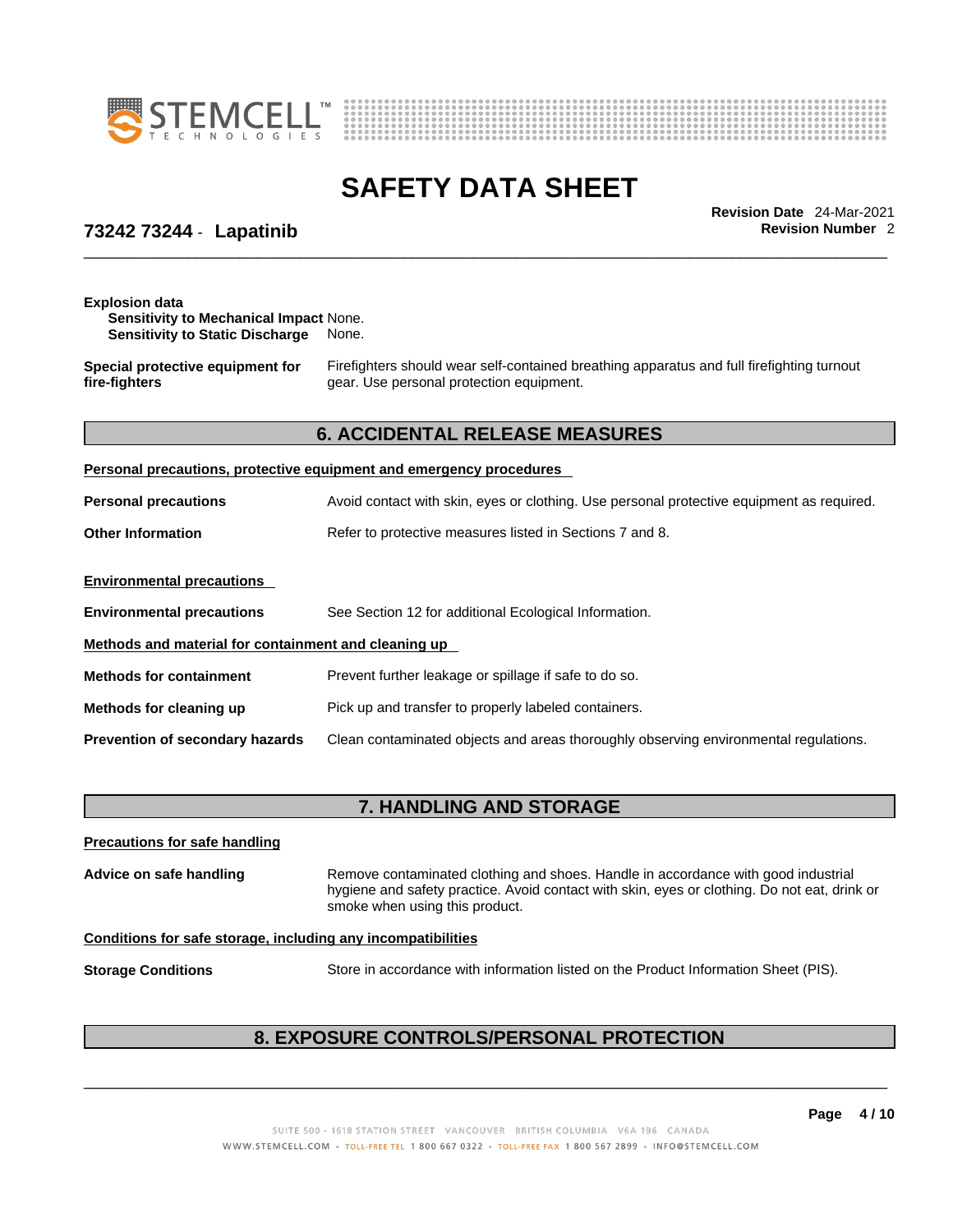**Explosion data**

**Sensitivity to Mechanical Impact** None.

**Sensitivity to Static Discharge** None.

**Special protective equipment for fire-fighters** Firefighters should wear self-contained breathing apparatus and full firefighting turnout gear. Use personal protection equipment.

## 6. ACCIDENTAL RELEASE MEASURES

**Personal precautions, protective equipment and emergency procedures**

**Personal precautions** Avoid contact with skin, eyes or clothing. Use personal protective equipment as required.

**Other Information** Refer to protective measures listed in Sections 7 and 8.

**Environmental precautions**

**Environmental precautions** See Section 12 for additional Ecological Information.

**Methods and material for containment and cleaning up**

**Methods for containment** Prevent further leakage or spillage if safe to do so.

**Methods for cleaning up** Pick up and transfer to properly labeled containers.

**Prevention of secondary hazards** Clean contaminated objects and areas thoroughly observing environmental regulations.

## 7. HANDLING AND STORAGE

**Precautions for safe handling**

**Advice on safe handling** Remove contaminated clothing and shoes. Handle in accordance with good industrial hygiene and safety practice. Avoid contact with skin, eyes or clothing. Do not eat, drink or smoke when using this product.

**Conditions for safe storage, including any incompatibilities**

**Storage Conditions** Store in accordance with information listed on the Product Information Sheet (PIS).

## 8. EXPOSURE CONTROLS/PERSONAL PROTECTION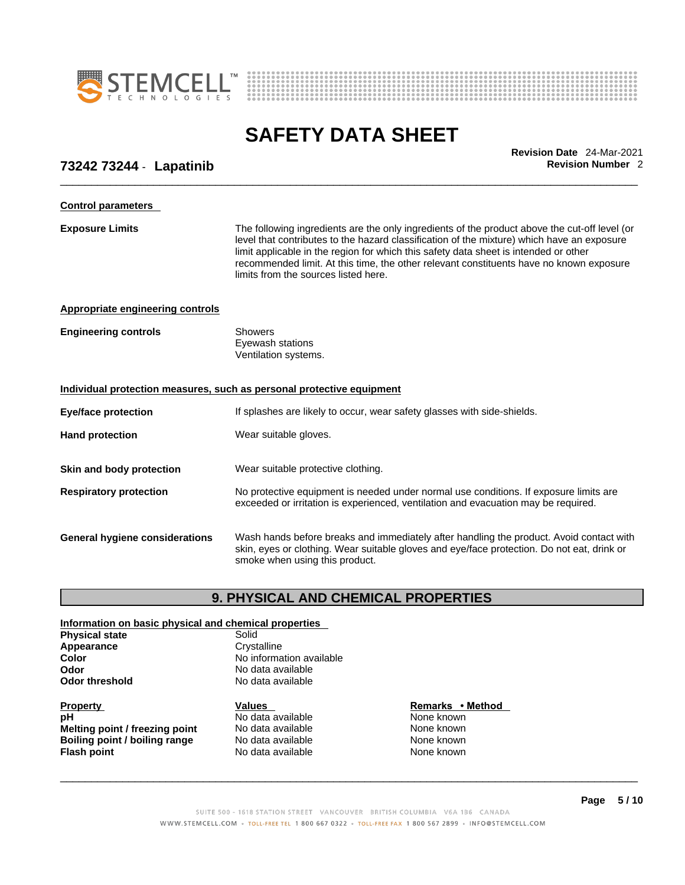#### Control parameters

**Exposure Limits**

The following ingredients are the only ingredients of the product above the cut-off level (or level that contributes to the hazard classification of the mixture) which have an exposure limit applicable in the region for which this safety data sheet is intended or other recommended limit. At this time, the other relevant constituents have no known exposure limits from the sources listed here.

#### Appropriate engineering controls

**Engineering controls**

Showers
Eyewash stations
Ventilation systems.

#### Individual protection measures, such as personal protective equipment

**Eye/face protection**: If splashes are likely to occur, wear safety glasses with side-shields.

**Hand protection**: Wear suitable gloves.

**Skin and body protection**: Wear suitable protective clothing.

**Respiratory protection**: No protective equipment is needed under normal use conditions. If exposure limits are exceeded or irritation is experienced, ventilation and evacuation may be required.

**General hygiene considerations**: Wash hands before breaks and immediately after handling the product. Avoid contact with skin, eyes or clothing. Wear suitable gloves and eye/face protection. Do not eat, drink or smoke when using this product.

## 9. PHYSICAL AND CHEMICAL PROPERTIES

#### Information on basic physical and chemical properties

| | |
|---|---|
| **Physical state** | Solid |
| **Appearance** | Crystalline |
| **Color** | No information available |
| **Odor** | No data available |
| **Odor threshold** | No data available |

| Property | Values | Remarks • Method |
|---|---|---|
| **pH** | No data available | None known |
| **Melting point / freezing point** | No data available | None known |
| **Boiling point / boiling range** | No data available | None known |
| **Flash point** | No data available | None known |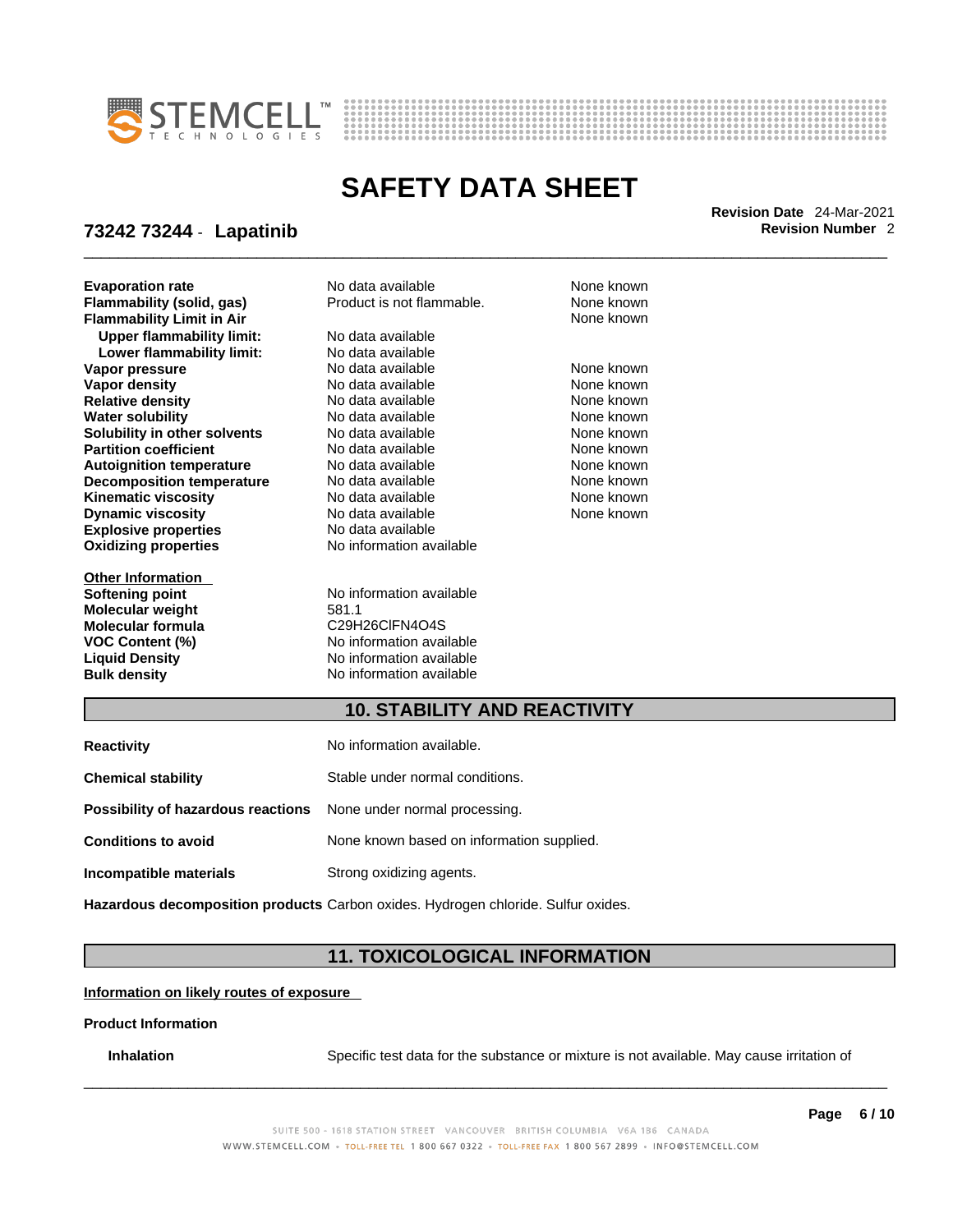| Property | Values | Remarks • Method |
|---|---|---|
| **Evaporation rate** | No data available | None known |
| **Flammability (solid, gas)** | Product is not flammable. | None known |
| **Flammability Limit in Air** | | None known |
| **Upper flammability limit:** | No data available | |
| **Lower flammability limit:** | No data available | |
| **Vapor pressure** | No data available | None known |
| **Vapor density** | No data available | None known |
| **Relative density** | No data available | None known |
| **Water solubility** | No data available | None known |
| **Solubility in other solvents** | No data available | None known |
| **Partition coefficient** | No data available | None known |
| **Autoignition temperature** | No data available | None known |
| **Decomposition temperature** | No data available | None known |
| **Kinematic viscosity** | No data available | None known |
| **Dynamic viscosity** | No data available | None known |
| **Explosive properties** | No data available | |
| **Oxidizing properties** | No information available | |

**Other Information**

| | |
|---|---|
| **Softening point** | No information available |
| **Molecular weight** | 581.1 |
| **Molecular formula** | C29H26ClFN4O4S |
| **VOC Content (%)** | No information available |
| **Liquid Density** | No information available |
| **Bulk density** | No information available |

## 10. STABILITY AND REACTIVITY

**Reactivity** No information available.

**Chemical stability** Stable under normal conditions.

**Possibility of hazardous reactions** None under normal processing.

**Conditions to avoid** None known based on information supplied.

**Incompatible materials** Strong oxidizing agents.

**Hazardous decomposition products** Carbon oxides. Hydrogen chloride. Sulfur oxides.

## 11. TOXICOLOGICAL INFORMATION

**Information on likely routes of exposure**

**Product Information**

**Inhalation** Specific test data for the substance or mixture is not available. May cause irritation of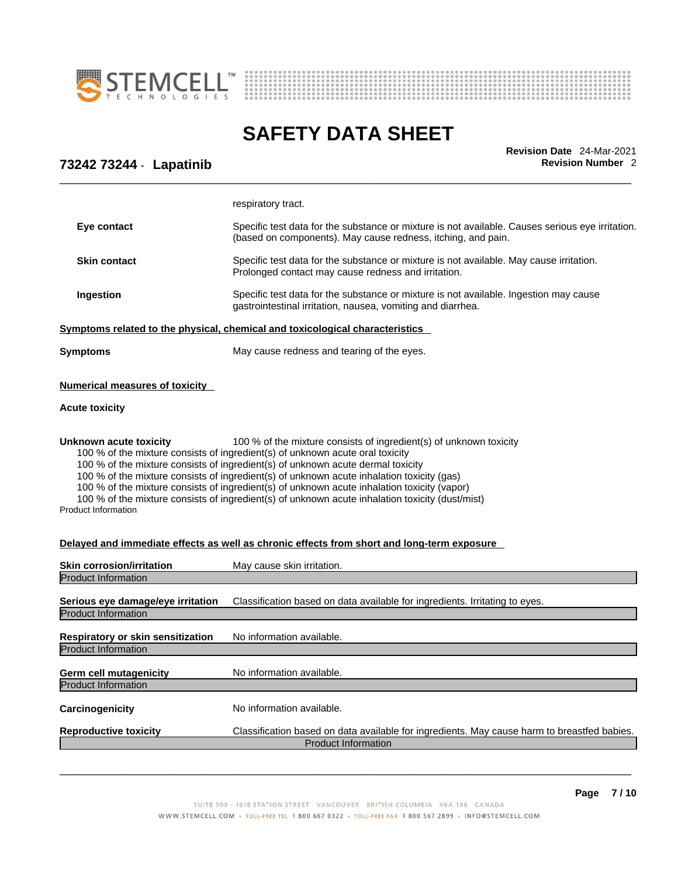respiratory tract.

**Eye contact** Specific test data for the substance or mixture is not available. Causes serious eye irritation. (based on components). May cause redness, itching, and pain.

**Skin contact** Specific test data for the substance or mixture is not available. May cause irritation. Prolonged contact may cause redness and irritation.

**Ingestion** Specific test data for the substance or mixture is not available. Ingestion may cause gastrointestinal irritation, nausea, vomiting and diarrhea.

**Symptoms related to the physical, chemical and toxicological characteristics**

**Symptoms** May cause redness and tearing of the eyes.

**Numerical measures of toxicity**

**Acute toxicity**

**Unknown acute toxicity** 100 % of the mixture consists of ingredient(s) of unknown toxicity

100 % of the mixture consists of ingredient(s) of unknown acute oral toxicity
100 % of the mixture consists of ingredient(s) of unknown acute dermal toxicity
100 % of the mixture consists of ingredient(s) of unknown acute inhalation toxicity (gas)
100 % of the mixture consists of ingredient(s) of unknown acute inhalation toxicity (vapor)
100 % of the mixture consists of ingredient(s) of unknown acute inhalation toxicity (dust/mist)

Product Information

**Delayed and immediate effects as well as chronic effects from short and long-term exposure**

**Skin corrosion/irritation** May cause skin irritation.

Product Information

**Serious eye damage/eye irritation** Classification based on data available for ingredients. Irritating to eyes.

Product Information

**Respiratory or skin sensitization** No information available.

Product Information

**Germ cell mutagenicity** No information available.

Product Information

**Carcinogenicity** No information available.

**Reproductive toxicity** Classification based on data available for ingredients. May cause harm to breastfed babies.

Product Information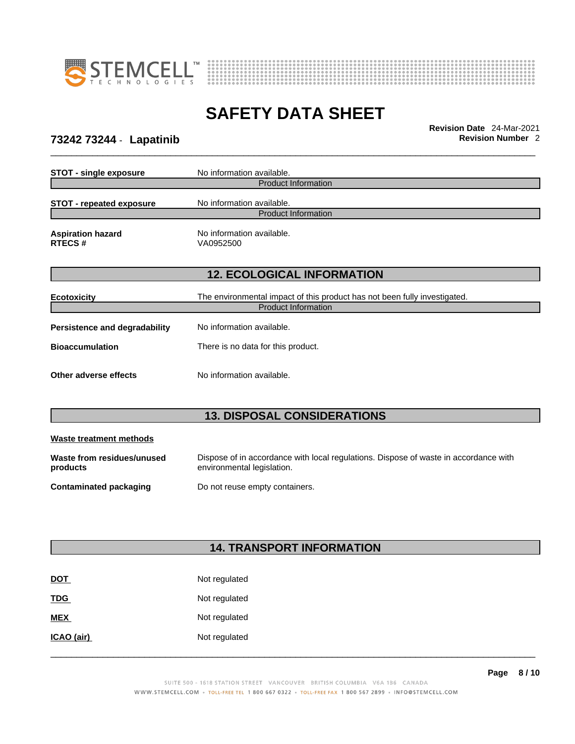**STOT - single exposure** No information available.

Product Information

**STOT - repeated exposure** No information available.

Product Information

**Aspiration hazard** No information available.
**RTECS #** VA0952500

## 12. ECOLOGICAL INFORMATION

**Ecotoxicity** The environmental impact of this product has not been fully investigated.

Product Information

**Persistence and degradability** No information available.

**Bioaccumulation** There is no data for this product.

**Other adverse effects** No information available.

## 13. DISPOSAL CONSIDERATIONS

**Waste treatment methods**

**Waste from residues/unused products** Dispose of in accordance with local regulations. Dispose of waste in accordance with environmental legislation.

**Contaminated packaging** Do not reuse empty containers.

## 14. TRANSPORT INFORMATION

**DOT** Not regulated

**TDG** Not regulated

**MEX** Not regulated

**ICAO (air)** Not regulated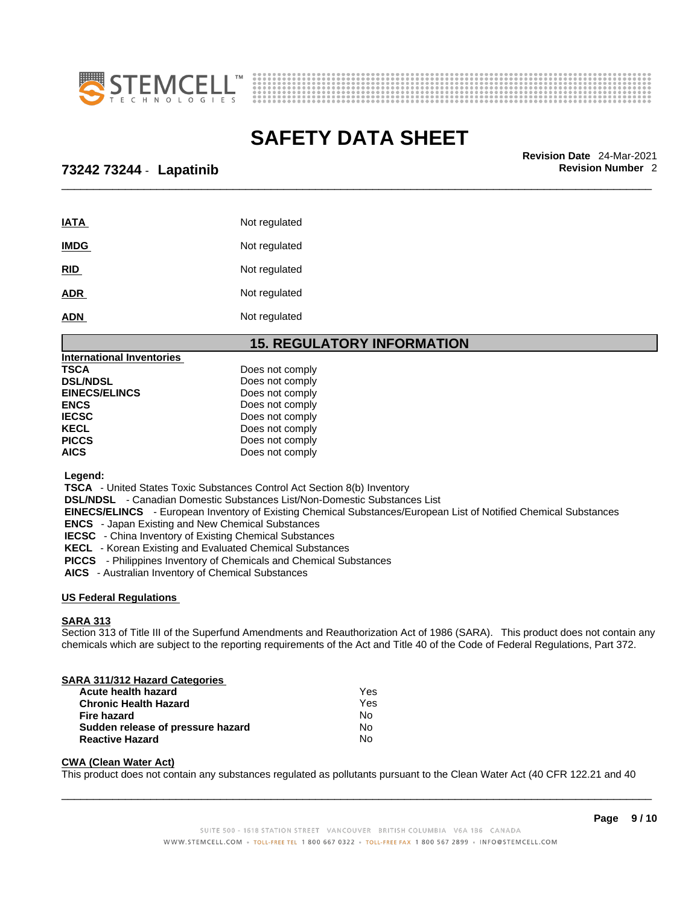| | |
|---|---|
| **IATA** | Not regulated |
| **IMDG** | Not regulated |
| **RID** | Not regulated |
| **ADR** | Not regulated |
| **ADN** | Not regulated |

## 15. REGULATORY INFORMATION

**International Inventories**

| | |
|---|---|
| **TSCA** | Does not comply |
| **DSL/NDSL** | Does not comply |
| **EINECS/ELINCS** | Does not comply |
| **ENCS** | Does not comply |
| **IECSC** | Does not comply |
| **KECL** | Does not comply |
| **PICCS** | Does not comply |
| **AICS** | Does not comply |

**Legend:**

**TSCA** - United States Toxic Substances Control Act Section 8(b) Inventory
**DSL/NDSL** - Canadian Domestic Substances List/Non-Domestic Substances List
**EINECS/ELINCS** - European Inventory of Existing Chemical Substances/European List of Notified Chemical Substances
**ENCS** - Japan Existing and New Chemical Substances
**IECSC** - China Inventory of Existing Chemical Substances
**KECL** - Korean Existing and Evaluated Chemical Substances
**PICCS** - Philippines Inventory of Chemicals and Chemical Substances
**AICS** - Australian Inventory of Chemical Substances

**US Federal Regulations**

**SARA 313**

Section 313 of Title III of the Superfund Amendments and Reauthorization Act of 1986 (SARA). This product does not contain any chemicals which are subject to the reporting requirements of the Act and Title 40 of the Code of Federal Regulations, Part 372.

**SARA 311/312 Hazard Categories**

| | |
|---|---|
| **Acute health hazard** | Yes |
| **Chronic Health Hazard** | Yes |
| **Fire hazard** | No |
| **Sudden release of pressure hazard** | No |
| **Reactive Hazard** | No |

**CWA (Clean Water Act)**

This product does not contain any substances regulated as pollutants pursuant to the Clean Water Act (40 CFR 122.21 and 40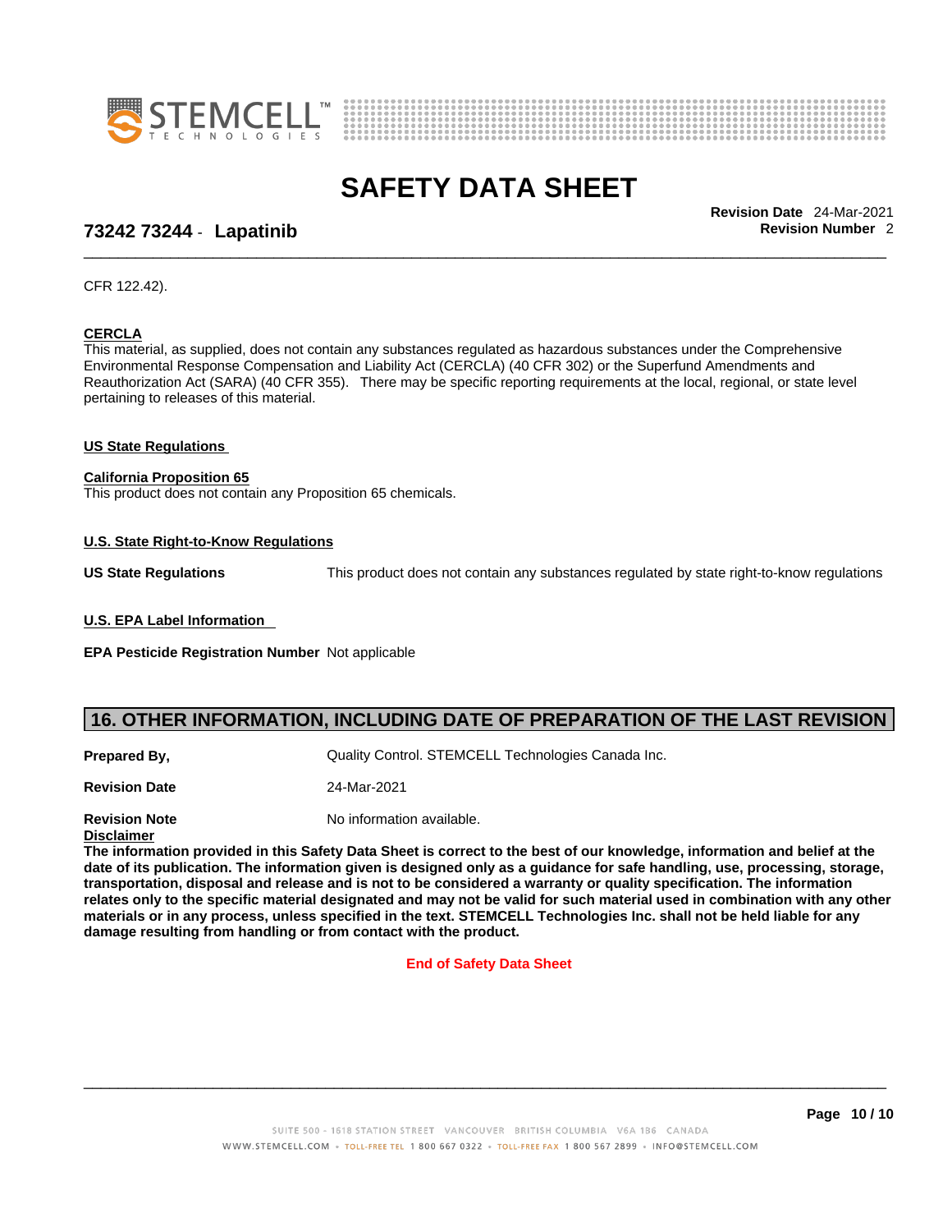CFR 122.42).

**CERCLA**

This material, as supplied, does not contain any substances regulated as hazardous substances under the Comprehensive Environmental Response Compensation and Liability Act (CERCLA) (40 CFR 302) or the Superfund Amendments and Reauthorization Act (SARA) (40 CFR 355). There may be specific reporting requirements at the local, regional, or state level pertaining to releases of this material.

**US State Regulations**

**California Proposition 65**

This product does not contain any Proposition 65 chemicals.

**U.S. State Right-to-Know Regulations**

**US State Regulations** This product does not contain any substances regulated by state right-to-know regulations

**U.S. EPA Label Information**

**EPA Pesticide Registration Number** Not applicable

## 16. OTHER INFORMATION, INCLUDING DATE OF PREPARATION OF THE LAST REVISION

**Prepared By,** Quality Control. STEMCELL Technologies Canada Inc.

**Revision Date** 24-Mar-2021

**Revision Note** No information available.

**Disclaimer**

**The information provided in this Safety Data Sheet is correct to the best of our knowledge, information and belief at the date of its publication. The information given is designed only as a guidance for safe handling, use, processing, storage, transportation, disposal and release and is not to be considered a warranty or quality specification. The information relates only to the specific material designated and may not be valid for such material used in combination with any other materials or in any process, unless specified in the text. STEMCELL Technologies Inc. shall not be held liable for any damage resulting from handling or from contact with the product.**

**End of Safety Data Sheet**